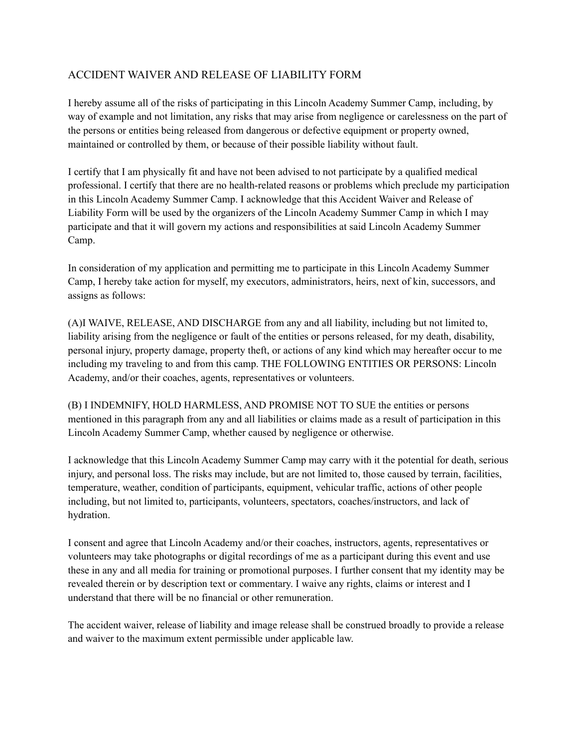# ACCIDENT WAIVER AND RELEASE OF LIABILITY FORM

I hereby assume all of the risks of participating in this Lincoln Academy Summer Camp, including, by way of example and not limitation, any risks that may arise from negligence or carelessness on the part of the persons or entities being released from dangerous or defective equipment or property owned, maintained or controlled by them, or because of their possible liability without fault.

I certify that I am physically fit and have not been advised to not participate by a qualified medical professional. I certify that there are no health-related reasons or problems which preclude my participation in this Lincoln Academy Summer Camp. I acknowledge that this Accident Waiver and Release of Liability Form will be used by the organizers of the Lincoln Academy Summer Camp in which I may participate and that it will govern my actions and responsibilities at said Lincoln Academy Summer Camp.

In consideration of my application and permitting me to participate in this Lincoln Academy Summer Camp, I hereby take action for myself, my executors, administrators, heirs, next of kin, successors, and assigns as follows:

(A)I WAIVE, RELEASE, AND DISCHARGE from any and all liability, including but not limited to, liability arising from the negligence or fault of the entities or persons released, for my death, disability, personal injury, property damage, property theft, or actions of any kind which may hereafter occur to me including my traveling to and from this camp. THE FOLLOWING ENTITIES OR PERSONS: Lincoln Academy, and/or their coaches, agents, representatives or volunteers.

(B) I INDEMNIFY, HOLD HARMLESS, AND PROMISE NOT TO SUE the entities or persons mentioned in this paragraph from any and all liabilities or claims made as a result of participation in this Lincoln Academy Summer Camp, whether caused by negligence or otherwise.

I acknowledge that this Lincoln Academy Summer Camp may carry with it the potential for death, serious injury, and personal loss. The risks may include, but are not limited to, those caused by terrain, facilities, temperature, weather, condition of participants, equipment, vehicular traffic, actions of other people including, but not limited to, participants, volunteers, spectators, coaches/instructors, and lack of hydration.

I consent and agree that Lincoln Academy and/or their coaches, instructors, agents, representatives or volunteers may take photographs or digital recordings of me as a participant during this event and use these in any and all media for training or promotional purposes. I further consent that my identity may be revealed therein or by description text or commentary. I waive any rights, claims or interest and I understand that there will be no financial or other remuneration.

The accident waiver, release of liability and image release shall be construed broadly to provide a release and waiver to the maximum extent permissible under applicable law.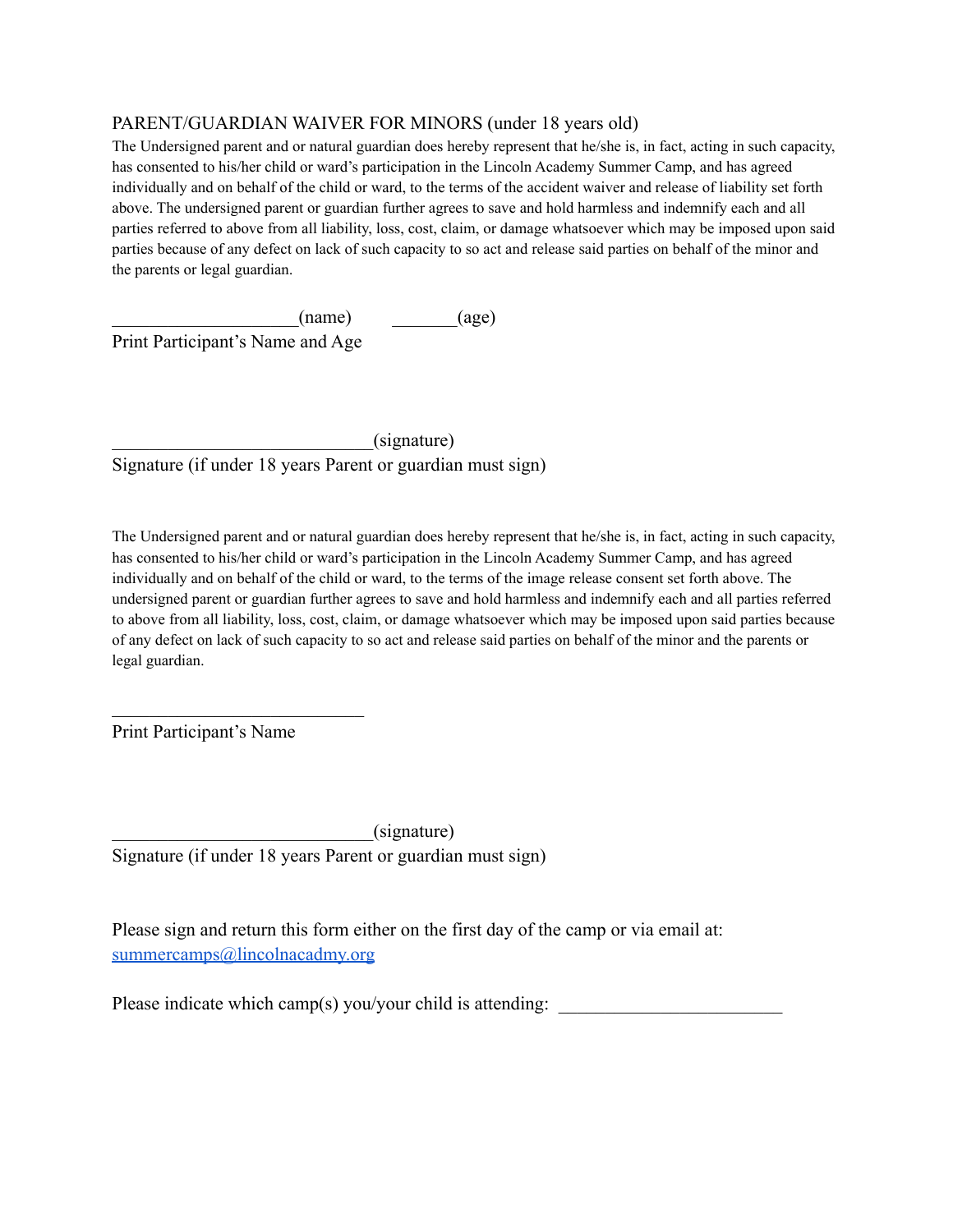## PARENT/GUARDIAN WAIVER FOR MINORS (under 18 years old)

The Undersigned parent and or natural guardian does hereby represent that he/she is, in fact, acting in such capacity, has consented to his/her child or ward's participation in the Lincoln Academy Summer Camp, and has agreed individually and on behalf of the child or ward, to the terms of the accident waiver and release of liability set forth above. The undersigned parent or guardian further agrees to save and hold harmless and indemnify each and all parties referred to above from all liability, loss, cost, claim, or damage whatsoever which may be imposed upon said parties because of any defect on lack of such capacity to so act and release said parties on behalf of the minor and the parents or legal guardian.

____________________(name)     _______(age)
Print Participant's Name and Age

___________________________(signature)
Signature (if under 18 years Parent or guardian must sign)

The Undersigned parent and or natural guardian does hereby represent that he/she is, in fact, acting in such capacity, has consented to his/her child or ward's participation in the Lincoln Academy Summer Camp, and has agreed individually and on behalf of the child or ward, to the terms of the image release consent set forth above. The undersigned parent or guardian further agrees to save and hold harmless and indemnify each and all parties referred to above from all liability, loss, cost, claim, or damage whatsoever which may be imposed upon said parties because of any defect on lack of such capacity to so act and release said parties on behalf of the minor and the parents or legal guardian.

___________________________
Print Participant's Name

___________________________(signature)
Signature (if under 18 years Parent or guardian must sign)

Please sign and return this form either on the first day of the camp or via email at: summercamps@lincolnacadmy.org

Please indicate which camp(s) you/your child is attending: ________________________